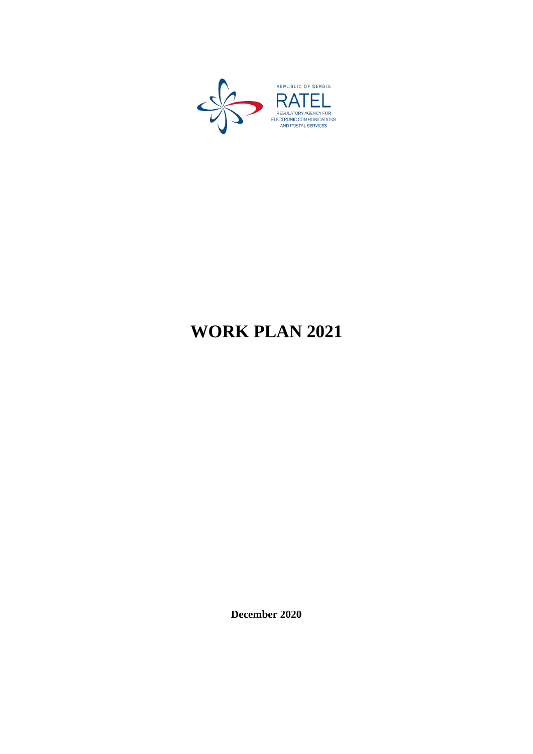REPUBLIC OF SERBIA

RATEL

REGULATORY AGENCY FOR ELECTRONIC COMMUNICATIONS AND POSTAL SERVICES

# WORK PLAN 2021

**December 2020**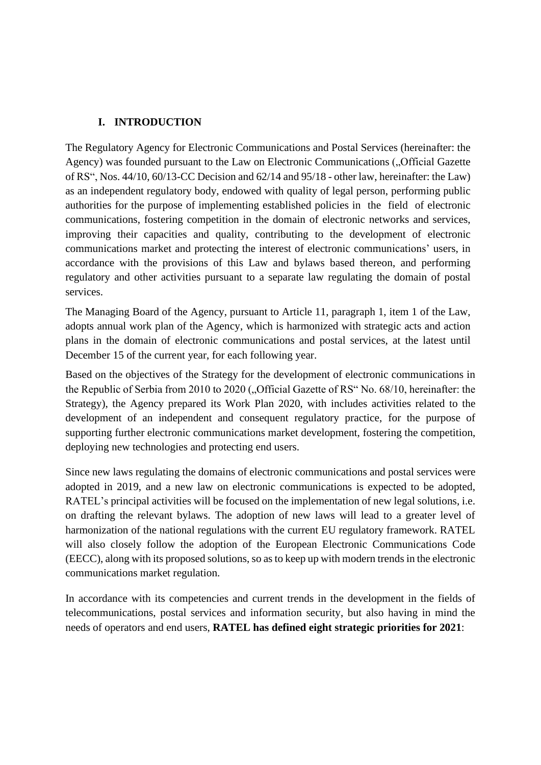## I. INTRODUCTION

The Regulatory Agency for Electronic Communications and Postal Services (hereinafter: the Agency) was founded pursuant to the Law on Electronic Communications („Official Gazette of RS", Nos. 44/10, 60/13-CC Decision and 62/14 and 95/18 - other law, hereinafter: the Law) as an independent regulatory body, endowed with quality of legal person, performing public authorities for the purpose of implementing established policies in the field of electronic communications, fostering competition in the domain of electronic networks and services, improving their capacities and quality, contributing to the development of electronic communications market and protecting the interest of electronic communications' users, in accordance with the provisions of this Law and bylaws based thereon, and performing regulatory and other activities pursuant to a separate law regulating the domain of postal services.

The Managing Board of the Agency, pursuant to Article 11, paragraph 1, item 1 of the Law, adopts annual work plan of the Agency, which is harmonized with strategic acts and action plans in the domain of electronic communications and postal services, at the latest until December 15 of the current year, for each following year.

Based on the objectives of the Strategy for the development of electronic communications in the Republic of Serbia from 2010 to 2020 („Official Gazette of RS" No. 68/10, hereinafter: the Strategy), the Agency prepared its Work Plan 2020, with includes activities related to the development of an independent and consequent regulatory practice, for the purpose of supporting further electronic communications market development, fostering the competition, deploying new technologies and protecting end users.

Since new laws regulating the domains of electronic communications and postal services were adopted in 2019, and a new law on electronic communications is expected to be adopted, RATEL's principal activities will be focused on the implementation of new legal solutions, i.e. on drafting the relevant bylaws. The adoption of new laws will lead to a greater level of harmonization of the national regulations with the current EU regulatory framework. RATEL will also closely follow the adoption of the European Electronic Communications Code (EECC), along with its proposed solutions, so as to keep up with modern trends in the electronic communications market regulation.

In accordance with its competencies and current trends in the development in the fields of telecommunications, postal services and information security, but also having in mind the needs of operators and end users, **RATEL has defined eight strategic priorities for 2021**: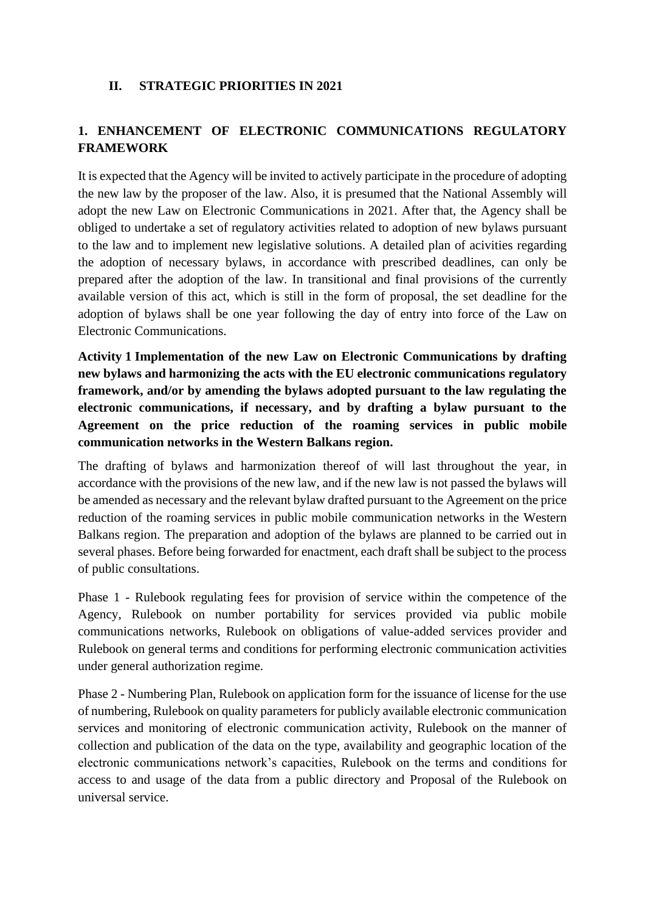## II. STRATEGIC PRIORITIES IN 2021

### 1. ENHANCEMENT OF ELECTRONIC COMMUNICATIONS REGULATORY FRAMEWORK

It is expected that the Agency will be invited to actively participate in the procedure of adopting the new law by the proposer of the law. Also, it is presumed that the National Assembly will adopt the new Law on Electronic Communications in 2021. After that, the Agency shall be obliged to undertake a set of regulatory activities related to adoption of new bylaws pursuant to the law and to implement new legislative solutions. A detailed plan of acivities regarding the adoption of necessary bylaws, in accordance with prescribed deadlines, can only be prepared after the adoption of the law. In transitional and final provisions of the currently available version of this act, which is still in the form of proposal, the set deadline for the adoption of bylaws shall be one year following the day of entry into force of the Law on Electronic Communications.

**Activity 1 Implementation of the new Law on Electronic Communications by drafting new bylaws and harmonizing the acts with the EU electronic communications regulatory framework, and/or by amending the bylaws adopted pursuant to the law regulating the electronic communications, if necessary, and by drafting a bylaw pursuant to the Agreement on the price reduction of the roaming services in public mobile communication networks in the Western Balkans region.**

The drafting of bylaws and harmonization thereof of will last throughout the year, in accordance with the provisions of the new law, and if the new law is not passed the bylaws will be amended as necessary and the relevant bylaw drafted pursuant to the Agreement on the price reduction of the roaming services in public mobile communication networks in the Western Balkans region. The preparation and adoption of the bylaws are planned to be carried out in several phases. Before being forwarded for enactment, each draft shall be subject to the process of public consultations.

Phase 1 - Rulebook regulating fees for provision of service within the competence of the Agency, Rulebook on number portability for services provided via public mobile communications networks, Rulebook on obligations of value-added services provider and Rulebook on general terms and conditions for performing electronic communication activities under general authorization regime.

Phase 2 - Numbering Plan, Rulebook on application form for the issuance of license for the use of numbering, Rulebook on quality parameters for publicly available electronic communication services and monitoring of electronic communication activity, Rulebook on the manner of collection and publication of the data on the type, availability and geographic location of the electronic communications network's capacities, Rulebook on the terms and conditions for access to and usage of the data from a public directory and Proposal of the Rulebook on universal service.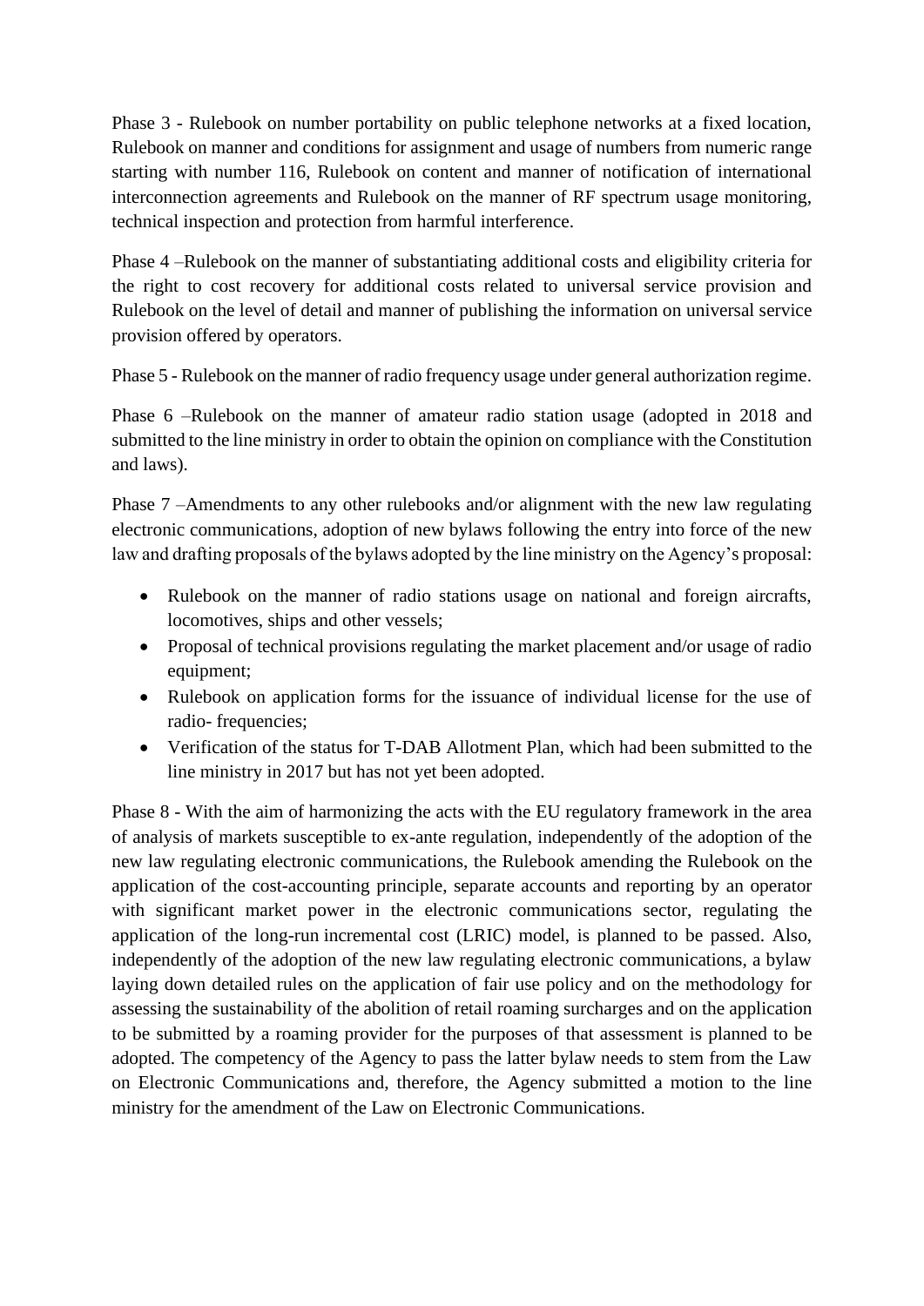Phase 3 - Rulebook on number portability on public telephone networks at a fixed location, Rulebook on manner and conditions for assignment and usage of numbers from numeric range starting with number 116, Rulebook on content and manner of notification of international interconnection agreements and Rulebook on the manner of RF spectrum usage monitoring, technical inspection and protection from harmful interference.

Phase 4 –Rulebook on the manner of substantiating additional costs and eligibility criteria for the right to cost recovery for additional costs related to universal service provision and Rulebook on the level of detail and manner of publishing the information on universal service provision offered by operators.

Phase 5 - Rulebook on the manner of radio frequency usage under general authorization regime.

Phase 6 –Rulebook on the manner of amateur radio station usage (adopted in 2018 and submitted to the line ministry in order to obtain the opinion on compliance with the Constitution and laws).

Phase 7 –Amendments to any other rulebooks and/or alignment with the new law regulating electronic communications, adoption of new bylaws following the entry into force of the new law and drafting proposals of the bylaws adopted by the line ministry on the Agency's proposal:

- Rulebook on the manner of radio stations usage on national and foreign aircrafts, locomotives, ships and other vessels;
- Proposal of technical provisions regulating the market placement and/or usage of radio equipment;
- Rulebook on application forms for the issuance of individual license for the use of radio- frequencies;
- Verification of the status for T-DAB Allotment Plan, which had been submitted to the line ministry in 2017 but has not yet been adopted.

Phase 8 - With the aim of harmonizing the acts with the EU regulatory framework in the area of analysis of markets susceptible to ex-ante regulation, independently of the adoption of the new law regulating electronic communications, the Rulebook amending the Rulebook on the application of the cost-accounting principle, separate accounts and reporting by an operator with significant market power in the electronic communications sector, regulating the application of the long-run incremental cost (LRIC) model, is planned to be passed. Also, independently of the adoption of the new law regulating electronic communications, a bylaw laying down detailed rules on the application of fair use policy and on the methodology for assessing the sustainability of the abolition of retail roaming surcharges and on the application to be submitted by a roaming provider for the purposes of that assessment is planned to be adopted. The competency of the Agency to pass the latter bylaw needs to stem from the Law on Electronic Communications and, therefore, the Agency submitted a motion to the line ministry for the amendment of the Law on Electronic Communications.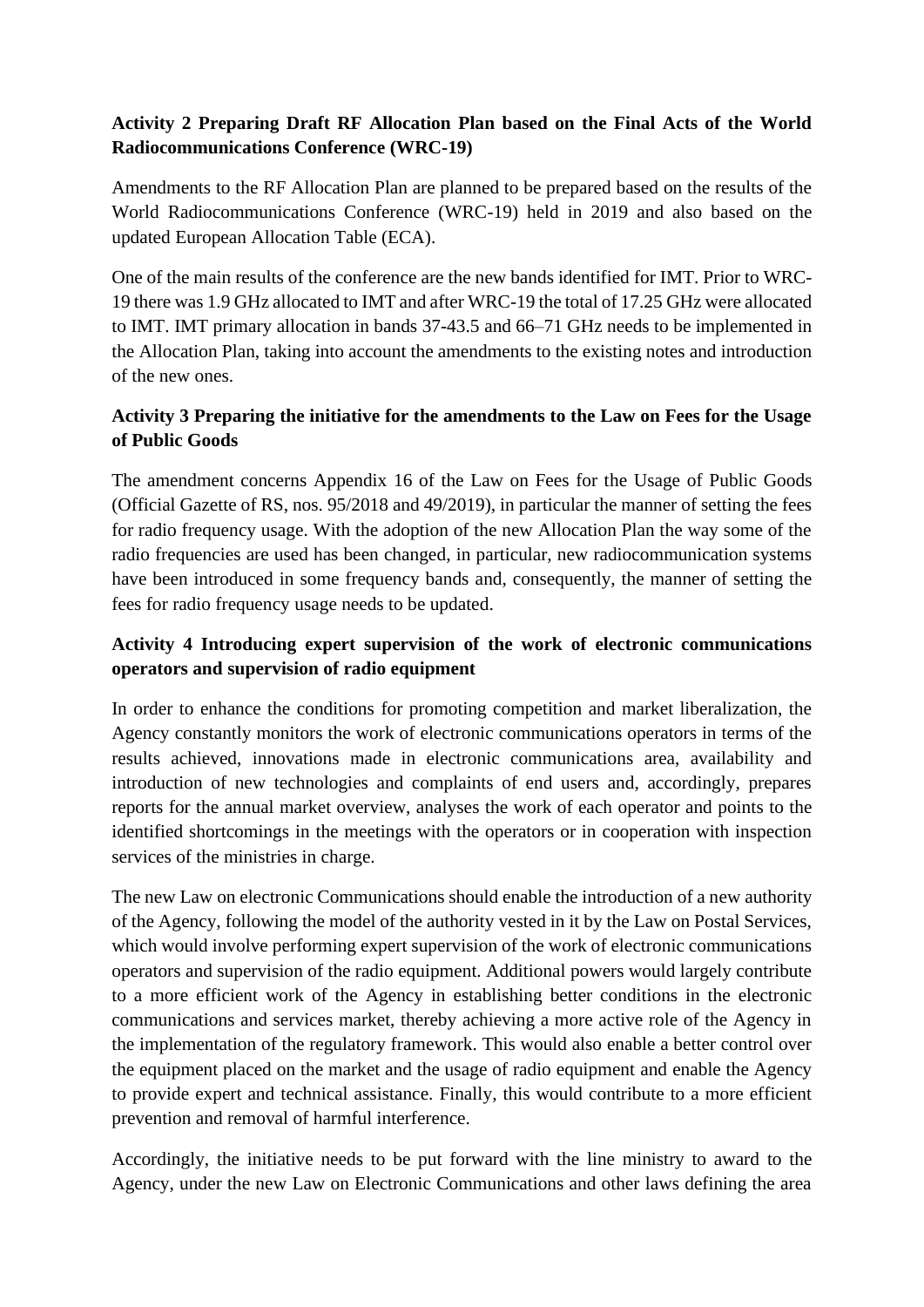**Activity 2 Preparing Draft RF Allocation Plan based on the Final Acts of the World Radiocommunications Conference (WRC-19)**

Amendments to the RF Allocation Plan are planned to be prepared based on the results of the World Radiocommunications Conference (WRC-19) held in 2019 and also based on the updated European Allocation Table (ECA).

One of the main results of the conference are the new bands identified for IMT. Prior to WRC-19 there was 1.9 GHz allocated to IMT and after WRC-19 the total of 17.25 GHz were allocated to IMT. IMT primary allocation in bands 37-43.5 and 66–71 GHz needs to be implemented in the Allocation Plan, taking into account the amendments to the existing notes and introduction of the new ones.

**Activity 3 Preparing the initiative for the amendments to the Law on Fees for the Usage of Public Goods**

The amendment concerns Appendix 16 of the Law on Fees for the Usage of Public Goods (Official Gazette of RS, nos. 95/2018 and 49/2019), in particular the manner of setting the fees for radio frequency usage. With the adoption of the new Allocation Plan the way some of the radio frequencies are used has been changed, in particular, new radiocommunication systems have been introduced in some frequency bands and, consequently, the manner of setting the fees for radio frequency usage needs to be updated.

**Activity 4 Introducing expert supervision of the work of electronic communications operators and supervision of radio equipment**

In order to enhance the conditions for promoting competition and market liberalization, the Agency constantly monitors the work of electronic communications operators in terms of the results achieved, innovations made in electronic communications area, availability and introduction of new technologies and complaints of end users and, accordingly, prepares reports for the annual market overview, analyses the work of each operator and points to the identified shortcomings in the meetings with the operators or in cooperation with inspection services of the ministries in charge.

The new Law on electronic Communications should enable the introduction of a new authority of the Agency, following the model of the authority vested in it by the Law on Postal Services, which would involve performing expert supervision of the work of electronic communications operators and supervision of the radio equipment. Additional powers would largely contribute to a more efficient work of the Agency in establishing better conditions in the electronic communications and services market, thereby achieving a more active role of the Agency in the implementation of the regulatory framework. This would also enable a better control over the equipment placed on the market and the usage of radio equipment and enable the Agency to provide expert and technical assistance. Finally, this would contribute to a more efficient prevention and removal of harmful interference.

Accordingly, the initiative needs to be put forward with the line ministry to award to the Agency, under the new Law on Electronic Communications and other laws defining the area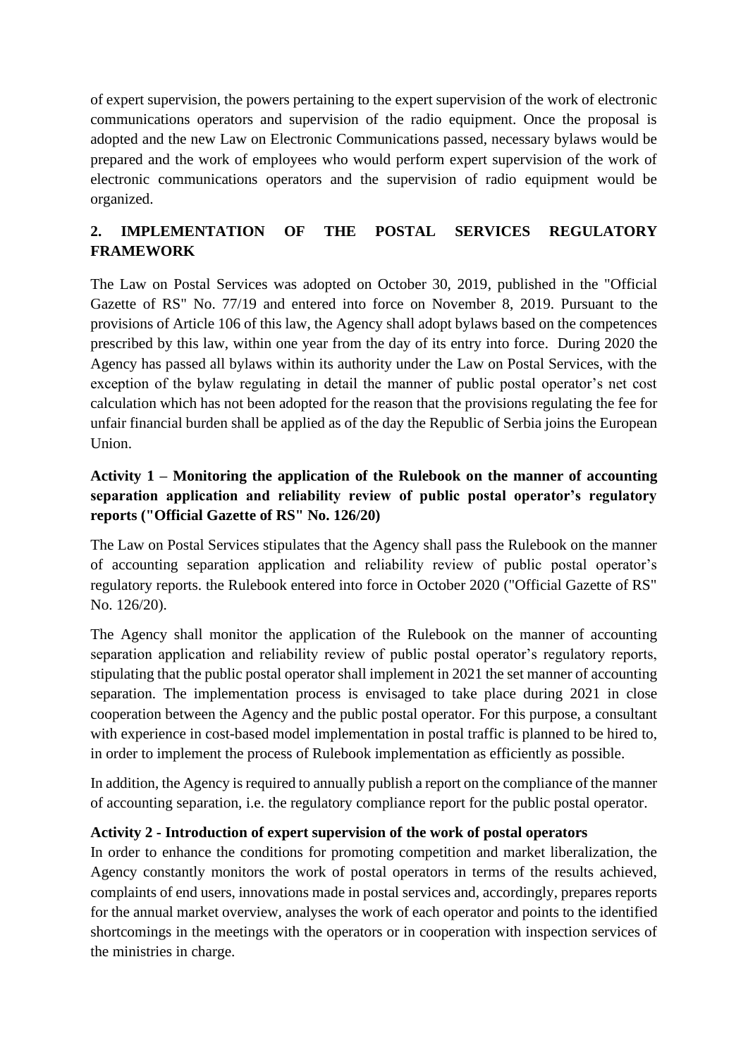of expert supervision, the powers pertaining to the expert supervision of the work of electronic communications operators and supervision of the radio equipment. Once the proposal is adopted and the new Law on Electronic Communications passed, necessary bylaws would be prepared and the work of employees who would perform expert supervision of the work of electronic communications operators and the supervision of radio equipment would be organized.

## 2. IMPLEMENTATION OF THE POSTAL SERVICES REGULATORY FRAMEWORK

The Law on Postal Services was adopted on October 30, 2019, published in the "Official Gazette of RS" No. 77/19 and entered into force on November 8, 2019. Pursuant to the provisions of Article 106 of this law, the Agency shall adopt bylaws based on the competences prescribed by this law, within one year from the day of its entry into force. During 2020 the Agency has passed all bylaws within its authority under the Law on Postal Services, with the exception of the bylaw regulating in detail the manner of public postal operator's net cost calculation which has not been adopted for the reason that the provisions regulating the fee for unfair financial burden shall be applied as of the day the Republic of Serbia joins the European Union.

### Activity 1 – Monitoring the application of the Rulebook on the manner of accounting separation application and reliability review of public postal operator's regulatory reports ("Official Gazette of RS" No. 126/20)

The Law on Postal Services stipulates that the Agency shall pass the Rulebook on the manner of accounting separation application and reliability review of public postal operator's regulatory reports. the Rulebook entered into force in October 2020 ("Official Gazette of RS" No. 126/20).

The Agency shall monitor the application of the Rulebook on the manner of accounting separation application and reliability review of public postal operator's regulatory reports, stipulating that the public postal operator shall implement in 2021 the set manner of accounting separation. The implementation process is envisaged to take place during 2021 in close cooperation between the Agency and the public postal operator. For this purpose, a consultant with experience in cost-based model implementation in postal traffic is planned to be hired to, in order to implement the process of Rulebook implementation as efficiently as possible.

In addition, the Agency is required to annually publish a report on the compliance of the manner of accounting separation, i.e. the regulatory compliance report for the public postal operator.

### Activity 2 - Introduction of expert supervision of the work of postal operators

In order to enhance the conditions for promoting competition and market liberalization, the Agency constantly monitors the work of postal operators in terms of the results achieved, complaints of end users, innovations made in postal services and, accordingly, prepares reports for the annual market overview, analyses the work of each operator and points to the identified shortcomings in the meetings with the operators or in cooperation with inspection services of the ministries in charge.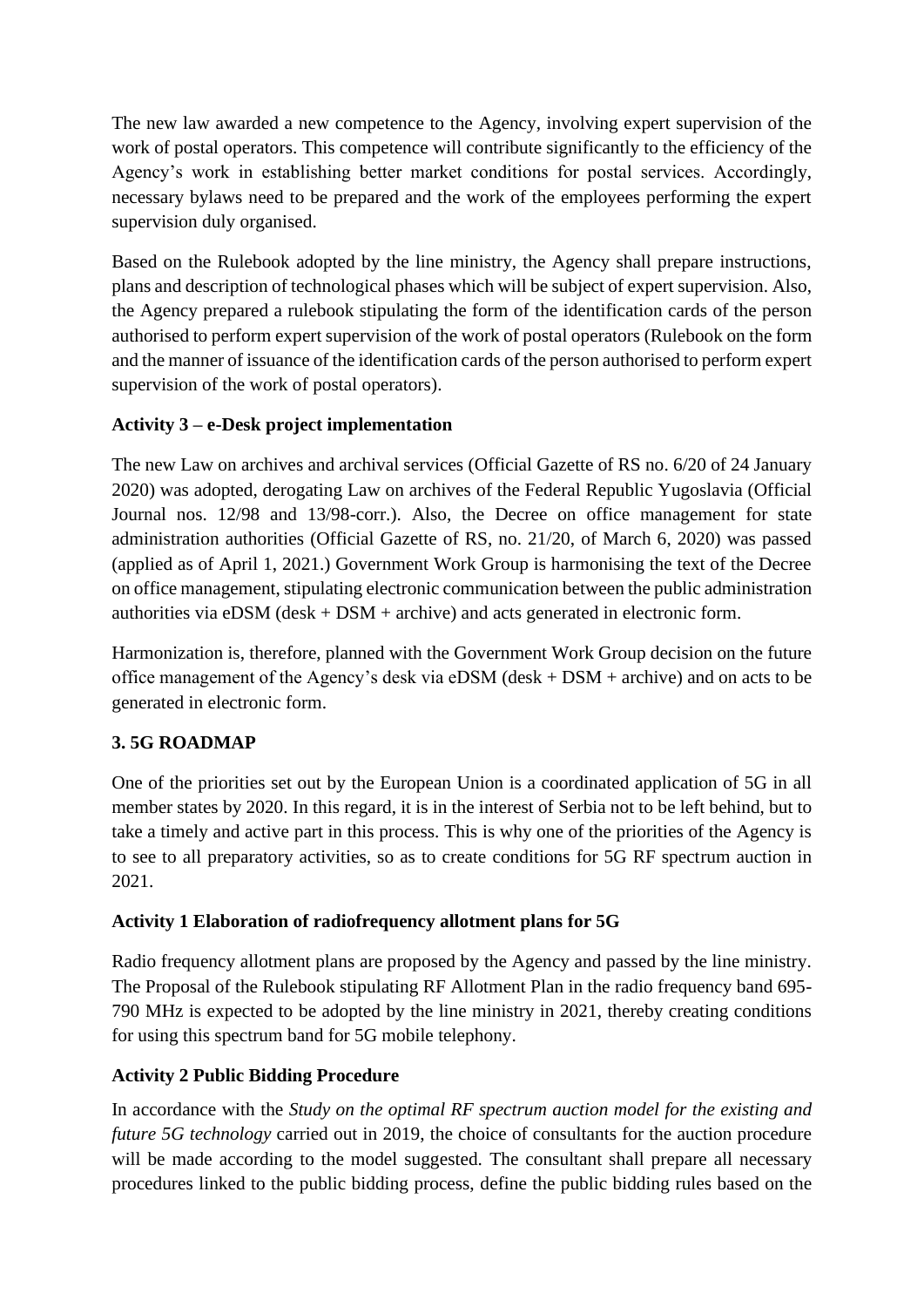The new law awarded a new competence to the Agency, involving expert supervision of the work of postal operators. This competence will contribute significantly to the efficiency of the Agency's work in establishing better market conditions for postal services. Accordingly, necessary bylaws need to be prepared and the work of the employees performing the expert supervision duly organised.

Based on the Rulebook adopted by the line ministry, the Agency shall prepare instructions, plans and description of technological phases which will be subject of expert supervision. Also, the Agency prepared a rulebook stipulating the form of the identification cards of the person authorised to perform expert supervision of the work of postal operators (Rulebook on the form and the manner of issuance of the identification cards of the person authorised to perform expert supervision of the work of postal operators).

**Activity 3 – e-Desk project implementation**

The new Law on archives and archival services (Official Gazette of RS no. 6/20 of 24 January 2020) was adopted, derogating Law on archives of the Federal Republic Yugoslavia (Official Journal nos. 12/98 and 13/98-corr.). Also, the Decree on office management for state administration authorities (Official Gazette of RS, no. 21/20, of March 6, 2020) was passed (applied as of April 1, 2021.) Government Work Group is harmonising the text of the Decree on office management, stipulating electronic communication between the public administration authorities via eDSM (desk + DSM + archive) and acts generated in electronic form.

Harmonization is, therefore, planned with the Government Work Group decision on the future office management of the Agency's desk via eDSM (desk + DSM + archive) and on acts to be generated in electronic form.

## 3. 5G ROADMAP

One of the priorities set out by the European Union is a coordinated application of 5G in all member states by 2020. In this regard, it is in the interest of Serbia not to be left behind, but to take a timely and active part in this process. This is why one of the priorities of the Agency is to see to all preparatory activities, so as to create conditions for 5G RF spectrum auction in 2021.

**Activity 1 Elaboration of radiofrequency allotment plans for 5G**

Radio frequency allotment plans are proposed by the Agency and passed by the line ministry. The Proposal of the Rulebook stipulating RF Allotment Plan in the radio frequency band 695-790 MHz is expected to be adopted by the line ministry in 2021, thereby creating conditions for using this spectrum band for 5G mobile telephony.

**Activity 2 Public Bidding Procedure**

In accordance with the *Study on the optimal RF spectrum auction model for the existing and future 5G technology* carried out in 2019, the choice of consultants for the auction procedure will be made according to the model suggested. The consultant shall prepare all necessary procedures linked to the public bidding process, define the public bidding rules based on the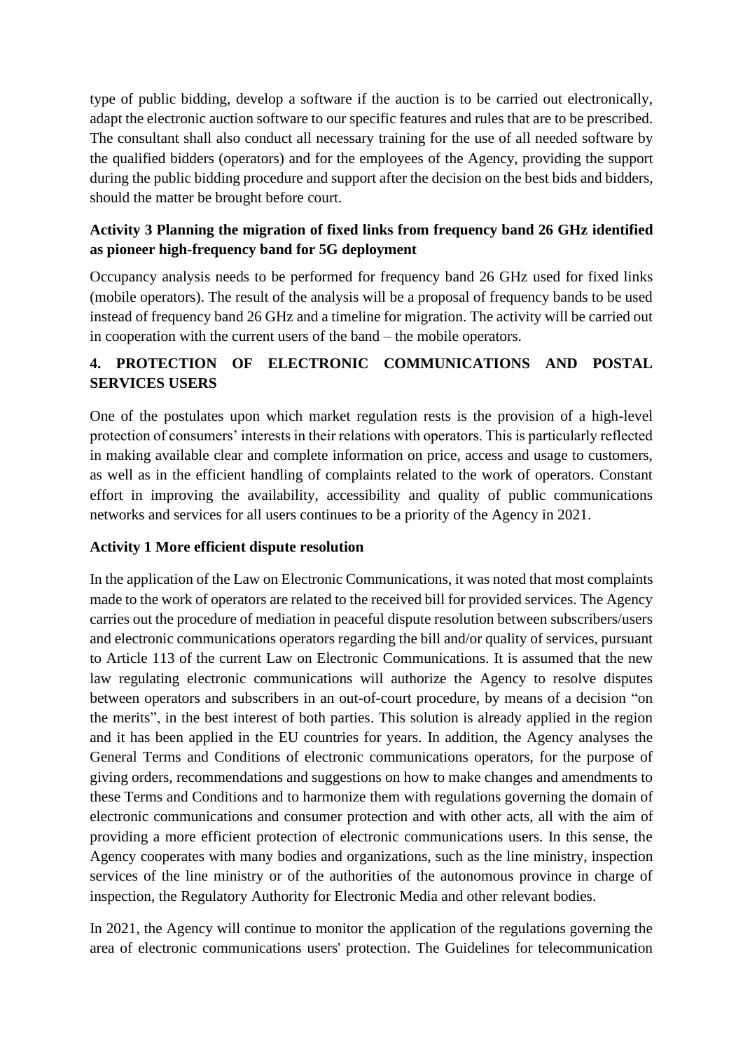type of public bidding, develop a software if the auction is to be carried out electronically, adapt the electronic auction software to our specific features and rules that are to be prescribed. The consultant shall also conduct all necessary training for the use of all needed software by the qualified bidders (operators) and for the employees of the Agency, providing the support during the public bidding procedure and support after the decision on the best bids and bidders, should the matter be brought before court.

**Activity 3 Planning the migration of fixed links from frequency band 26 GHz identified as pioneer high-frequency band for 5G deployment**

Occupancy analysis needs to be performed for frequency band 26 GHz used for fixed links (mobile operators). The result of the analysis will be a proposal of frequency bands to be used instead of frequency band 26 GHz and a timeline for migration. The activity will be carried out in cooperation with the current users of the band – the mobile operators.

## 4. PROTECTION OF ELECTRONIC COMMUNICATIONS AND POSTAL SERVICES USERS

One of the postulates upon which market regulation rests is the provision of a high-level protection of consumers' interests in their relations with operators. This is particularly reflected in making available clear and complete information on price, access and usage to customers, as well as in the efficient handling of complaints related to the work of operators. Constant effort in improving the availability, accessibility and quality of public communications networks and services for all users continues to be a priority of the Agency in 2021.

**Activity 1 More efficient dispute resolution**

In the application of the Law on Electronic Communications, it was noted that most complaints made to the work of operators are related to the received bill for provided services. The Agency carries out the procedure of mediation in peaceful dispute resolution between subscribers/users and electronic communications operators regarding the bill and/or quality of services, pursuant to Article 113 of the current Law on Electronic Communications. It is assumed that the new law regulating electronic communications will authorize the Agency to resolve disputes between operators and subscribers in an out-of-court procedure, by means of a decision "on the merits", in the best interest of both parties. This solution is already applied in the region and it has been applied in the EU countries for years. In addition, the Agency analyses the General Terms and Conditions of electronic communications operators, for the purpose of giving orders, recommendations and suggestions on how to make changes and amendments to these Terms and Conditions and to harmonize them with regulations governing the domain of electronic communications and consumer protection and with other acts, all with the aim of providing a more efficient protection of electronic communications users. In this sense, the Agency cooperates with many bodies and organizations, such as the line ministry, inspection services of the line ministry or of the authorities of the autonomous province in charge of inspection, the Regulatory Authority for Electronic Media and other relevant bodies.

In 2021, the Agency will continue to monitor the application of the regulations governing the area of electronic communications users' protection. The Guidelines for telecommunication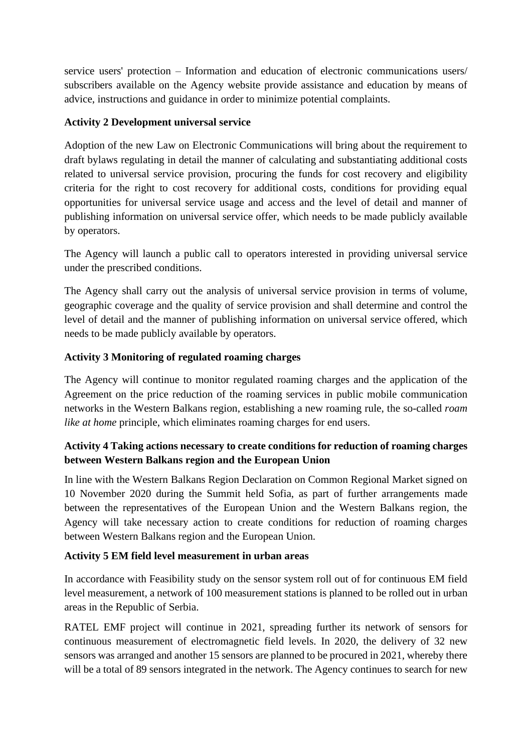service users' protection – Information and education of electronic communications users/ subscribers available on the Agency website provide assistance and education by means of advice, instructions and guidance in order to minimize potential complaints.

**Activity 2 Development universal service**

Adoption of the new Law on Electronic Communications will bring about the requirement to draft bylaws regulating in detail the manner of calculating and substantiating additional costs related to universal service provision, procuring the funds for cost recovery and eligibility criteria for the right to cost recovery for additional costs, conditions for providing equal opportunities for universal service usage and access and the level of detail and manner of publishing information on universal service offer, which needs to be made publicly available by operators.

The Agency will launch a public call to operators interested in providing universal service under the prescribed conditions.

The Agency shall carry out the analysis of universal service provision in terms of volume, geographic coverage and the quality of service provision and shall determine and control the level of detail and the manner of publishing information on universal service offered, which needs to be made publicly available by operators.

**Activity 3 Monitoring of regulated roaming charges**

The Agency will continue to monitor regulated roaming charges and the application of the Agreement on the price reduction of the roaming services in public mobile communication networks in the Western Balkans region, establishing a new roaming rule, the so-called *roam like at home* principle, which eliminates roaming charges for end users.

**Activity 4 Taking actions necessary to create conditions for reduction of roaming charges between Western Balkans region and the European Union**

In line with the Western Balkans Region Declaration on Common Regional Market signed on 10 November 2020 during the Summit held Sofia, as part of further arrangements made between the representatives of the European Union and the Western Balkans region, the Agency will take necessary action to create conditions for reduction of roaming charges between Western Balkans region and the European Union.

**Activity 5 EM field level measurement in urban areas**

In accordance with Feasibility study on the sensor system roll out of for continuous EM field level measurement, a network of 100 measurement stations is planned to be rolled out in urban areas in the Republic of Serbia.

RATEL EMF project will continue in 2021, spreading further its network of sensors for continuous measurement of electromagnetic field levels. In 2020, the delivery of 32 new sensors was arranged and another 15 sensors are planned to be procured in 2021, whereby there will be a total of 89 sensors integrated in the network. The Agency continues to search for new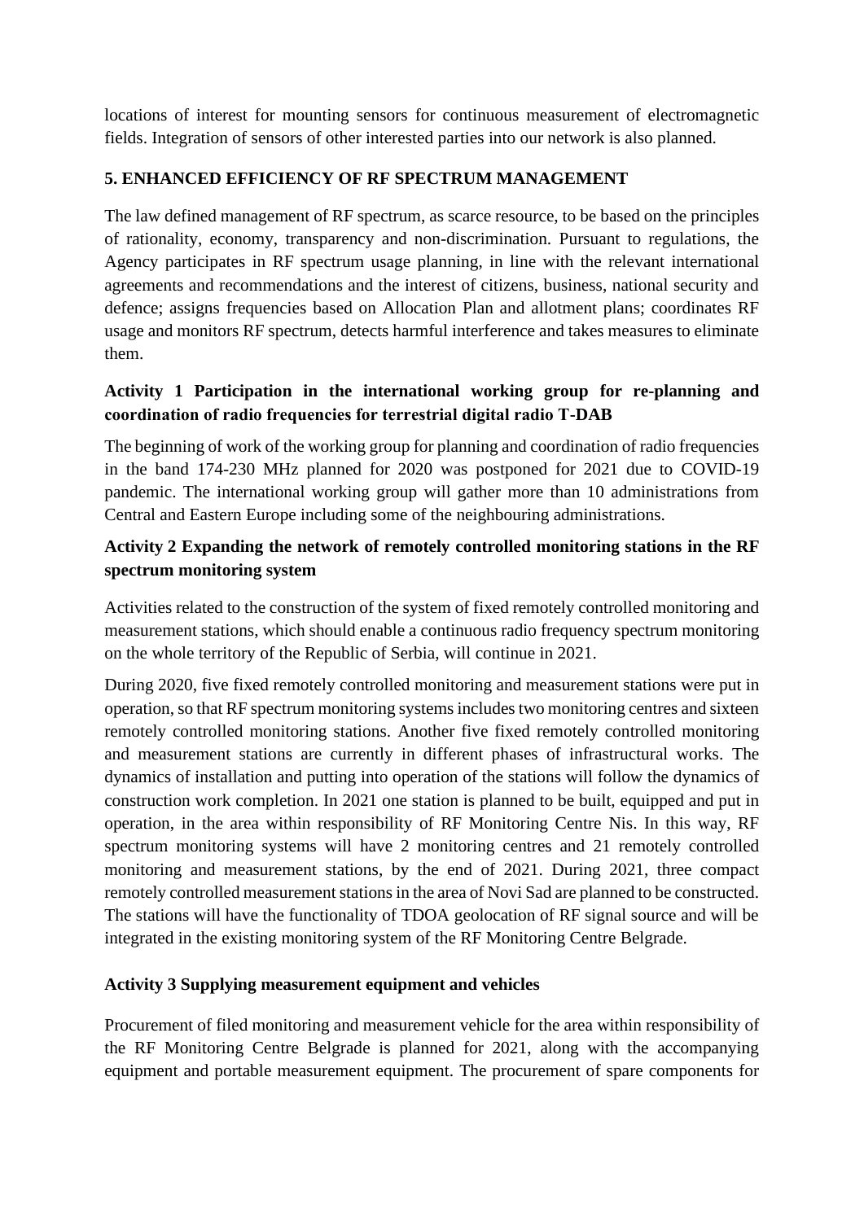locations of interest for mounting sensors for continuous measurement of electromagnetic fields. Integration of sensors of other interested parties into our network is also planned.

## 5. ENHANCED EFFICIENCY OF RF SPECTRUM MANAGEMENT

The law defined management of RF spectrum, as scarce resource, to be based on the principles of rationality, economy, transparency and non-discrimination. Pursuant to regulations, the Agency participates in RF spectrum usage planning, in line with the relevant international agreements and recommendations and the interest of citizens, business, national security and defence; assigns frequencies based on Allocation Plan and allotment plans; coordinates RF usage and monitors RF spectrum, detects harmful interference and takes measures to eliminate them.

### Activity 1 Participation in the international working group for re-planning and coordination of radio frequencies for terrestrial digital radio T-DAB

The beginning of work of the working group for planning and coordination of radio frequencies in the band 174-230 MHz planned for 2020 was postponed for 2021 due to COVID-19 pandemic. The international working group will gather more than 10 administrations from Central and Eastern Europe including some of the neighbouring administrations.

### Activity 2 Expanding the network of remotely controlled monitoring stations in the RF spectrum monitoring system

Activities related to the construction of the system of fixed remotely controlled monitoring and measurement stations, which should enable a continuous radio frequency spectrum monitoring on the whole territory of the Republic of Serbia, will continue in 2021.

During 2020, five fixed remotely controlled monitoring and measurement stations were put in operation, so that RF spectrum monitoring systems includes two monitoring centres and sixteen remotely controlled monitoring stations. Another five fixed remotely controlled monitoring and measurement stations are currently in different phases of infrastructural works. The dynamics of installation and putting into operation of the stations will follow the dynamics of construction work completion. In 2021 one station is planned to be built, equipped and put in operation, in the area within responsibility of RF Monitoring Centre Nis. In this way, RF spectrum monitoring systems will have 2 monitoring centres and 21 remotely controlled monitoring and measurement stations, by the end of 2021. During 2021, three compact remotely controlled measurement stations in the area of Novi Sad are planned to be constructed. The stations will have the functionality of TDOA geolocation of RF signal source and will be integrated in the existing monitoring system of the RF Monitoring Centre Belgrade.

### Activity 3 Supplying measurement equipment and vehicles

Procurement of filed monitoring and measurement vehicle for the area within responsibility of the RF Monitoring Centre Belgrade is planned for 2021, along with the accompanying equipment and portable measurement equipment. The procurement of spare components for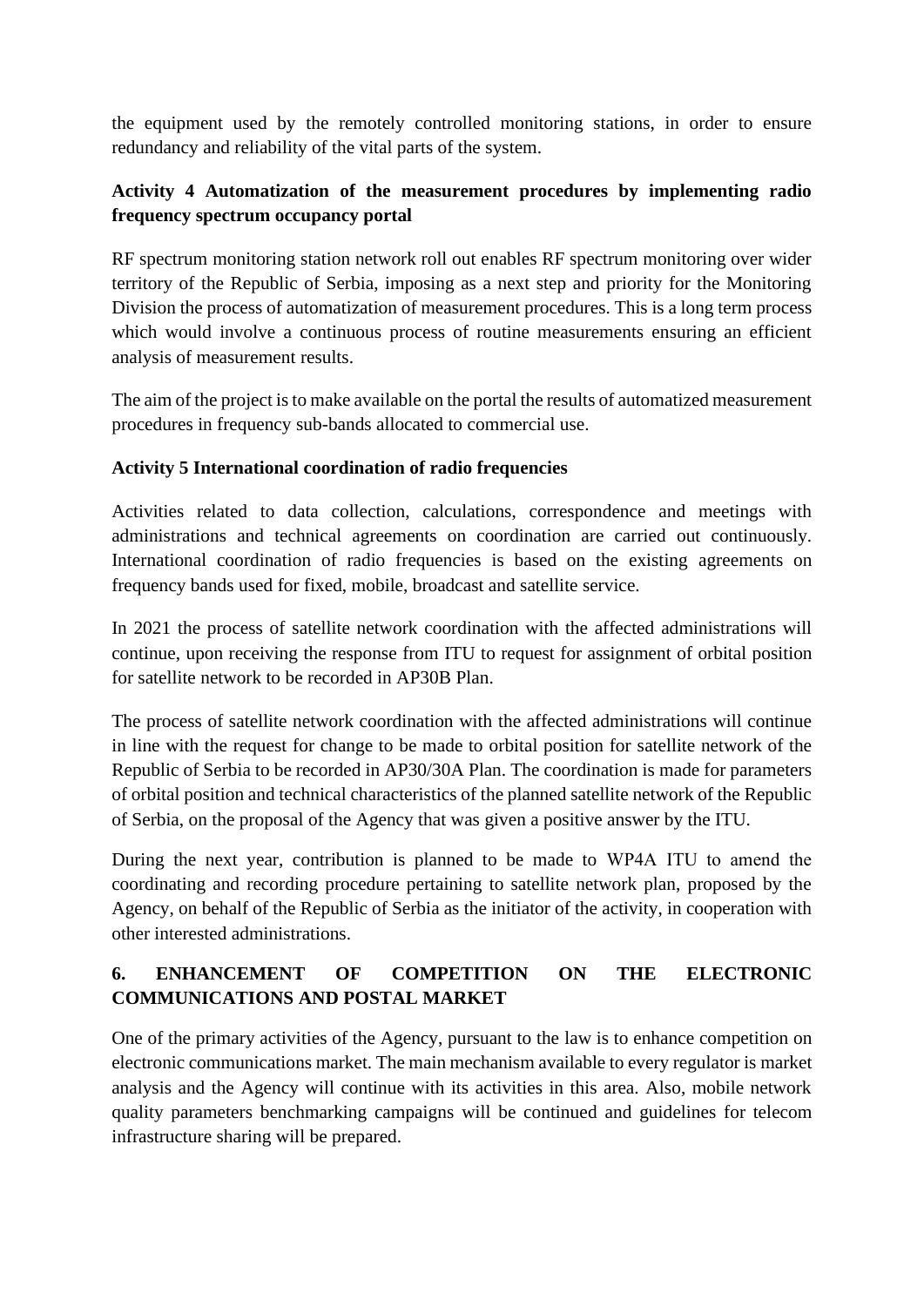the equipment used by the remotely controlled monitoring stations, in order to ensure redundancy and reliability of the vital parts of the system.

**Activity 4 Automatization of the measurement procedures by implementing radio frequency spectrum occupancy portal**

RF spectrum monitoring station network roll out enables RF spectrum monitoring over wider territory of the Republic of Serbia, imposing as a next step and priority for the Monitoring Division the process of automatization of measurement procedures. This is a long term process which would involve a continuous process of routine measurements ensuring an efficient analysis of measurement results.

The aim of the project is to make available on the portal the results of automatized measurement procedures in frequency sub-bands allocated to commercial use.

**Activity 5 International coordination of radio frequencies**

Activities related to data collection, calculations, correspondence and meetings with administrations and technical agreements on coordination are carried out continuously. International coordination of radio frequencies is based on the existing agreements on frequency bands used for fixed, mobile, broadcast and satellite service.

In 2021 the process of satellite network coordination with the affected administrations will continue, upon receiving the response from ITU to request for assignment of orbital position for satellite network to be recorded in AP30B Plan.

The process of satellite network coordination with the affected administrations will continue in line with the request for change to be made to orbital position for satellite network of the Republic of Serbia to be recorded in AP30/30A Plan. The coordination is made for parameters of orbital position and technical characteristics of the planned satellite network of the Republic of Serbia, on the proposal of the Agency that was given a positive answer by the ITU.

During the next year, contribution is planned to be made to WP4A ITU to amend the coordinating and recording procedure pertaining to satellite network plan, proposed by the Agency, on behalf of the Republic of Serbia as the initiator of the activity, in cooperation with other interested administrations.

## 6. ENHANCEMENT OF COMPETITION ON THE ELECTRONIC COMMUNICATIONS AND POSTAL MARKET

One of the primary activities of the Agency, pursuant to the law is to enhance competition on electronic communications market. The main mechanism available to every regulator is market analysis and the Agency will continue with its activities in this area. Also, mobile network quality parameters benchmarking campaigns will be continued and guidelines for telecom infrastructure sharing will be prepared.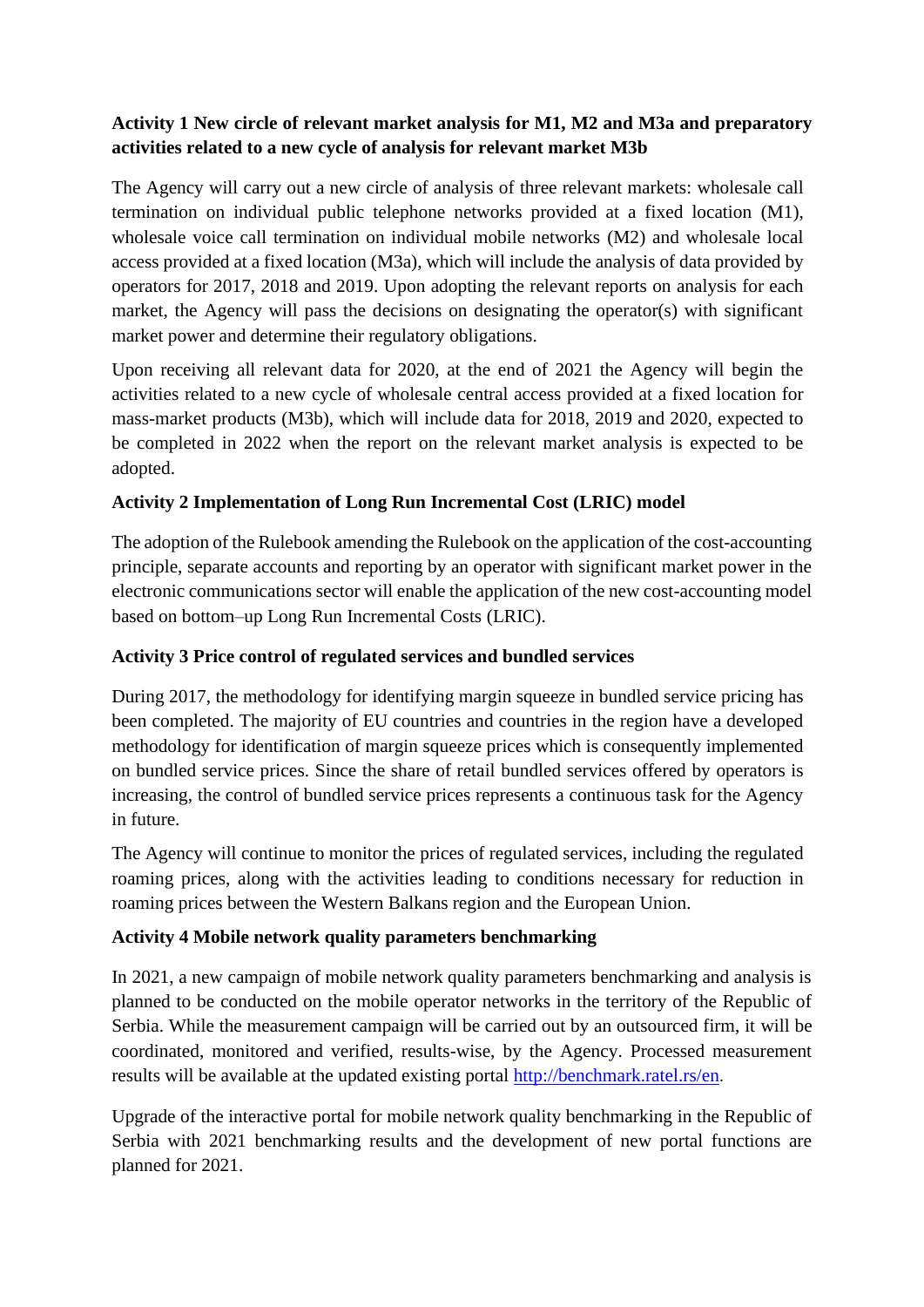**Activity 1 New circle of relevant market analysis for M1, M2 and M3a and preparatory activities related to a new cycle of analysis for relevant market M3b**

The Agency will carry out a new circle of analysis of three relevant markets: wholesale call termination on individual public telephone networks provided at a fixed location (M1), wholesale voice call termination on individual mobile networks (M2) and wholesale local access provided at a fixed location (M3a), which will include the analysis of data provided by operators for 2017, 2018 and 2019. Upon adopting the relevant reports on analysis for each market, the Agency will pass the decisions on designating the operator(s) with significant market power and determine their regulatory obligations.

Upon receiving all relevant data for 2020, at the end of 2021 the Agency will begin the activities related to a new cycle of wholesale central access provided at a fixed location for mass-market products (M3b), which will include data for 2018, 2019 and 2020, expected to be completed in 2022 when the report on the relevant market analysis is expected to be adopted.

**Activity 2 Implementation of Long Run Incremental Cost (LRIC) model**

The adoption of the Rulebook amending the Rulebook on the application of the cost-accounting principle, separate accounts and reporting by an operator with significant market power in the electronic communications sector will enable the application of the new cost-accounting model based on bottom–up Long Run Incremental Costs (LRIC).

**Activity 3 Price control of regulated services and bundled services**

During 2017, the methodology for identifying margin squeeze in bundled service pricing has been completed. The majority of EU countries and countries in the region have a developed methodology for identification of margin squeeze prices which is consequently implemented on bundled service prices. Since the share of retail bundled services offered by operators is increasing, the control of bundled service prices represents a continuous task for the Agency in future.

The Agency will continue to monitor the prices of regulated services, including the regulated roaming prices, along with the activities leading to conditions necessary for reduction in roaming prices between the Western Balkans region and the European Union.

**Activity 4 Mobile network quality parameters benchmarking**

In 2021, a new campaign of mobile network quality parameters benchmarking and analysis is planned to be conducted on the mobile operator networks in the territory of the Republic of Serbia. While the measurement campaign will be carried out by an outsourced firm, it will be coordinated, monitored and verified, results-wise, by the Agency. Processed measurement results will be available at the updated existing portal http://benchmark.ratel.rs/en.

Upgrade of the interactive portal for mobile network quality benchmarking in the Republic of Serbia with 2021 benchmarking results and the development of new portal functions are planned for 2021.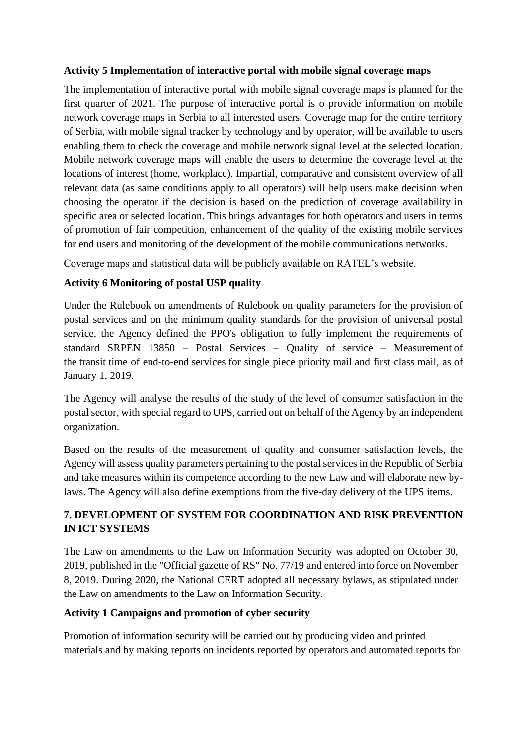**Activity 5 Implementation of interactive portal with mobile signal coverage maps**

The implementation of interactive portal with mobile signal coverage maps is planned for the first quarter of 2021. The purpose of interactive portal is o provide information on mobile network coverage maps in Serbia to all interested users. Coverage map for the entire territory of Serbia, with mobile signal tracker by technology and by operator, will be available to users enabling them to check the coverage and mobile network signal level at the selected location. Mobile network coverage maps will enable the users to determine the coverage level at the locations of interest (home, workplace). Impartial, comparative and consistent overview of all relevant data (as same conditions apply to all operators) will help users make decision when choosing the operator if the decision is based on the prediction of coverage availability in specific area or selected location. This brings advantages for both operators and users in terms of promotion of fair competition, enhancement of the quality of the existing mobile services for end users and monitoring of the development of the mobile communications networks.

Coverage maps and statistical data will be publicly available on RATEL's website.

**Activity 6 Monitoring of postal USP quality**

Under the Rulebook on amendments of Rulebook on quality parameters for the provision of postal services and on the minimum quality standards for the provision of universal postal service, the Agency defined the PPO's obligation to fully implement the requirements of standard SRPEN 13850 – Postal Services – Quality of service – Measurement of the transit time of end-to-end services for single piece priority mail and first class mail, as of January 1, 2019.

The Agency will analyse the results of the study of the level of consumer satisfaction in the postal sector, with special regard to UPS, carried out on behalf of the Agency by an independent organization.

Based on the results of the measurement of quality and consumer satisfaction levels, the Agency will assess quality parameters pertaining to the postal services in the Republic of Serbia and take measures within its competence according to the new Law and will elaborate new by-laws. The Agency will also define exemptions from the five-day delivery of the UPS items.

## 7. DEVELOPMENT OF SYSTEM FOR COORDINATION AND RISK PREVENTION IN ICT SYSTEMS

The Law on amendments to the Law on Information Security was adopted on October 30, 2019, published in the "Official gazette of RS" No. 77/19 and entered into force on November 8, 2019. During 2020, the National CERT adopted all necessary bylaws, as stipulated under the Law on amendments to the Law on Information Security.

**Activity 1 Campaigns and promotion of cyber security**

Promotion of information security will be carried out by producing video and printed materials and by making reports on incidents reported by operators and automated reports for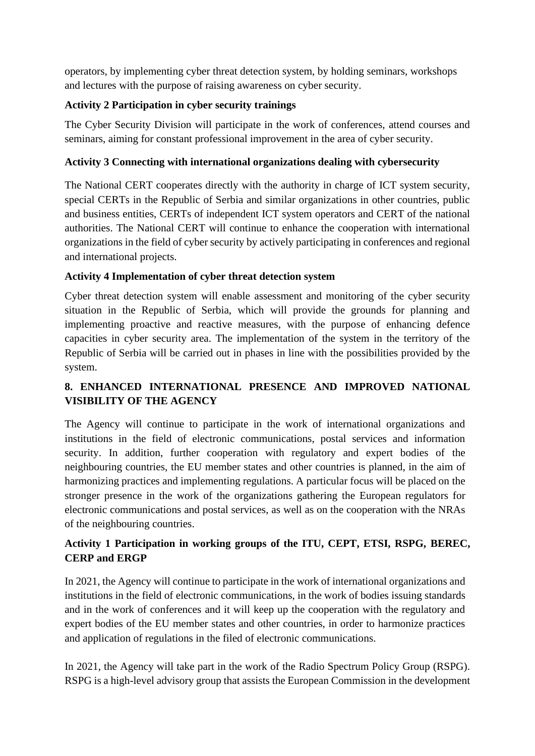operators, by implementing cyber threat detection system, by holding seminars, workshops and lectures with the purpose of raising awareness on cyber security.

**Activity 2 Participation in cyber security trainings**

The Cyber Security Division will participate in the work of conferences, attend courses and seminars, aiming for constant professional improvement in the area of cyber security.

**Activity 3 Connecting with international organizations dealing with cybersecurity**

The National CERT cooperates directly with the authority in charge of ICT system security, special CERTs in the Republic of Serbia and similar organizations in other countries, public and business entities, CERTs of independent ICT system operators and CERT of the national authorities. The National CERT will continue to enhance the cooperation with international organizations in the field of cyber security by actively participating in conferences and regional and international projects.

**Activity 4 Implementation of cyber threat detection system**

Cyber threat detection system will enable assessment and monitoring of the cyber security situation in the Republic of Serbia, which will provide the grounds for planning and implementing proactive and reactive measures, with the purpose of enhancing defence capacities in cyber security area. The implementation of the system in the territory of the Republic of Serbia will be carried out in phases in line with the possibilities provided by the system.

## 8. ENHANCED INTERNATIONAL PRESENCE AND IMPROVED NATIONAL VISIBILITY OF THE AGENCY

The Agency will continue to participate in the work of international organizations and institutions in the field of electronic communications, postal services and information security. In addition, further cooperation with regulatory and expert bodies of the neighbouring countries, the EU member states and other countries is planned, in the aim of harmonizing practices and implementing regulations. A particular focus will be placed on the stronger presence in the work of the organizations gathering the European regulators for electronic communications and postal services, as well as on the cooperation with the NRAs of the neighbouring countries.

**Activity 1 Participation in working groups of the ITU, CEPT, ETSI, RSPG, BEREC, CERP and ERGP**

In 2021, the Agency will continue to participate in the work of international organizations and institutions in the field of electronic communications, in the work of bodies issuing standards and in the work of conferences and it will keep up the cooperation with the regulatory and expert bodies of the EU member states and other countries, in order to harmonize practices and application of regulations in the filed of electronic communications.

In 2021, the Agency will take part in the work of the Radio Spectrum Policy Group (RSPG). RSPG is a high-level advisory group that assists the European Commission in the development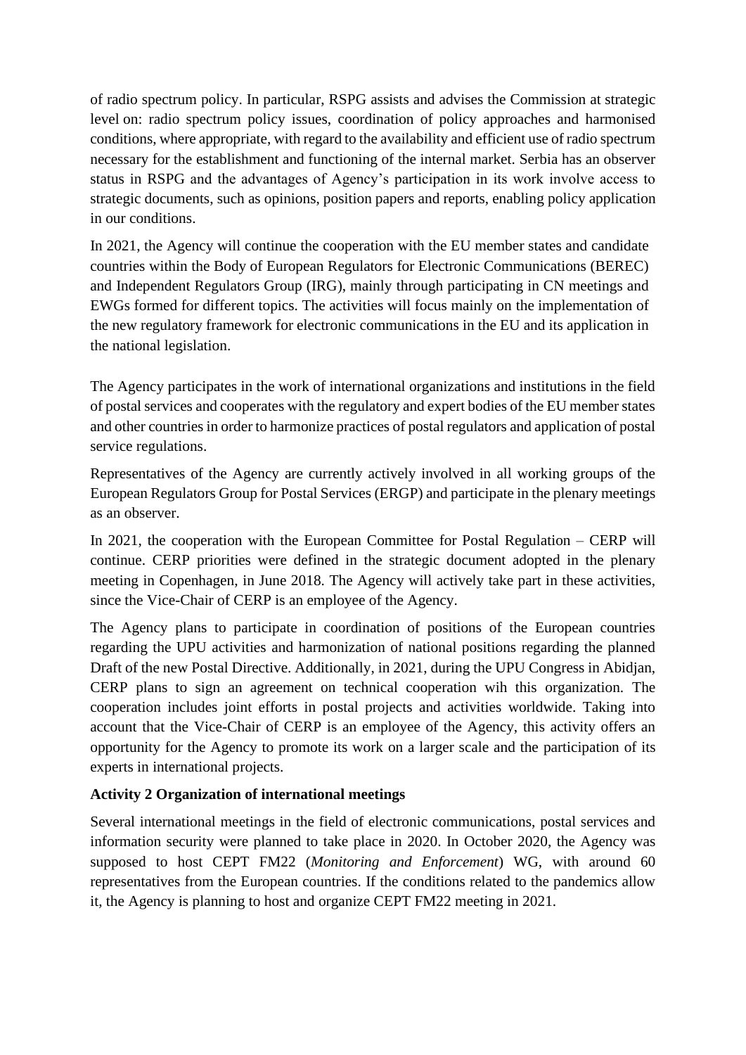of radio spectrum policy. In particular, RSPG assists and advises the Commission at strategic level on: radio spectrum policy issues, coordination of policy approaches and harmonised conditions, where appropriate, with regard to the availability and efficient use of radio spectrum necessary for the establishment and functioning of the internal market. Serbia has an observer status in RSPG and the advantages of Agency's participation in its work involve access to strategic documents, such as opinions, position papers and reports, enabling policy application in our conditions.

In 2021, the Agency will continue the cooperation with the EU member states and candidate countries within the Body of European Regulators for Electronic Communications (BEREC) and Independent Regulators Group (IRG), mainly through participating in CN meetings and EWGs formed for different topics. The activities will focus mainly on the implementation of the new regulatory framework for electronic communications in the EU and its application in the national legislation.

The Agency participates in the work of international organizations and institutions in the field of postal services and cooperates with the regulatory and expert bodies of the EU member states and other countries in order to harmonize practices of postal regulators and application of postal service regulations.

Representatives of the Agency are currently actively involved in all working groups of the European Regulators Group for Postal Services (ERGP) and participate in the plenary meetings as an observer.

In 2021, the cooperation with the European Committee for Postal Regulation – CERP will continue. CERP priorities were defined in the strategic document adopted in the plenary meeting in Copenhagen, in June 2018. The Agency will actively take part in these activities, since the Vice-Chair of CERP is an employee of the Agency.

The Agency plans to participate in coordination of positions of the European countries regarding the UPU activities and harmonization of national positions regarding the planned Draft of the new Postal Directive. Additionally, in 2021, during the UPU Congress in Abidjan, CERP plans to sign an agreement on technical cooperation wih this organization. The cooperation includes joint efforts in postal projects and activities worldwide. Taking into account that the Vice-Chair of CERP is an employee of the Agency, this activity offers an opportunity for the Agency to promote its work on a larger scale and the participation of its experts in international projects.

**Activity 2 Organization of international meetings**

Several international meetings in the field of electronic communications, postal services and information security were planned to take place in 2020. In October 2020, the Agency was supposed to host CEPT FM22 (*Monitoring and Enforcement*) WG, with around 60 representatives from the European countries. If the conditions related to the pandemics allow it, the Agency is planning to host and organize CEPT FM22 meeting in 2021.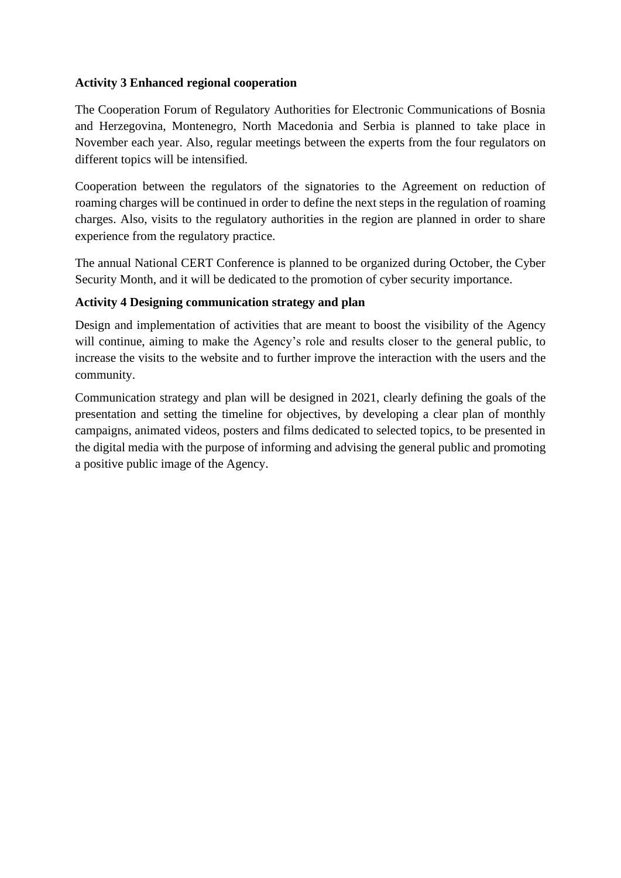**Activity 3 Enhanced regional cooperation**

The Cooperation Forum of Regulatory Authorities for Electronic Communications of Bosnia and Herzegovina, Montenegro, North Macedonia and Serbia is planned to take place in November each year. Also, regular meetings between the experts from the four regulators on different topics will be intensified.

Cooperation between the regulators of the signatories to the Agreement on reduction of roaming charges will be continued in order to define the next steps in the regulation of roaming charges. Also, visits to the regulatory authorities in the region are planned in order to share experience from the regulatory practice.

The annual National CERT Conference is planned to be organized during October, the Cyber Security Month, and it will be dedicated to the promotion of cyber security importance.

**Activity 4 Designing communication strategy and plan**

Design and implementation of activities that are meant to boost the visibility of the Agency will continue, aiming to make the Agency's role and results closer to the general public, to increase the visits to the website and to further improve the interaction with the users and the community.

Communication strategy and plan will be designed in 2021, clearly defining the goals of the presentation and setting the timeline for objectives, by developing a clear plan of monthly campaigns, animated videos, posters and films dedicated to selected topics, to be presented in the digital media with the purpose of informing and advising the general public and promoting a positive public image of the Agency.